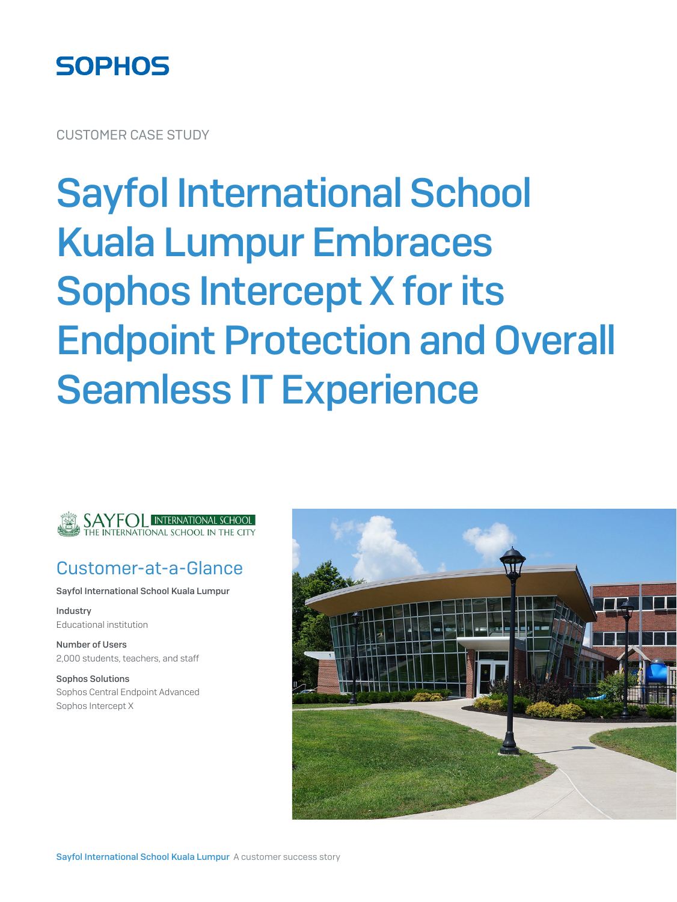SOPHOS

CUSTOMER CASE STUDY

# Sayfol International School Kuala Lumpur Embraces Sophos Intercept X for its Endpoint Protection and Overall Seamless IT Experience

SAYFOL INTERNATIONAL SCHOOL
THE INTERNATIONAL SCHOOL IN THE CITY

## Customer-at-a-Glance

**Sayfol International School Kuala Lumpur**

**Industry**
Educational institution

**Number of Users**
2,000 students, teachers, and staff

**Sophos Solutions**
Sophos Central Endpoint Advanced
Sophos Intercept X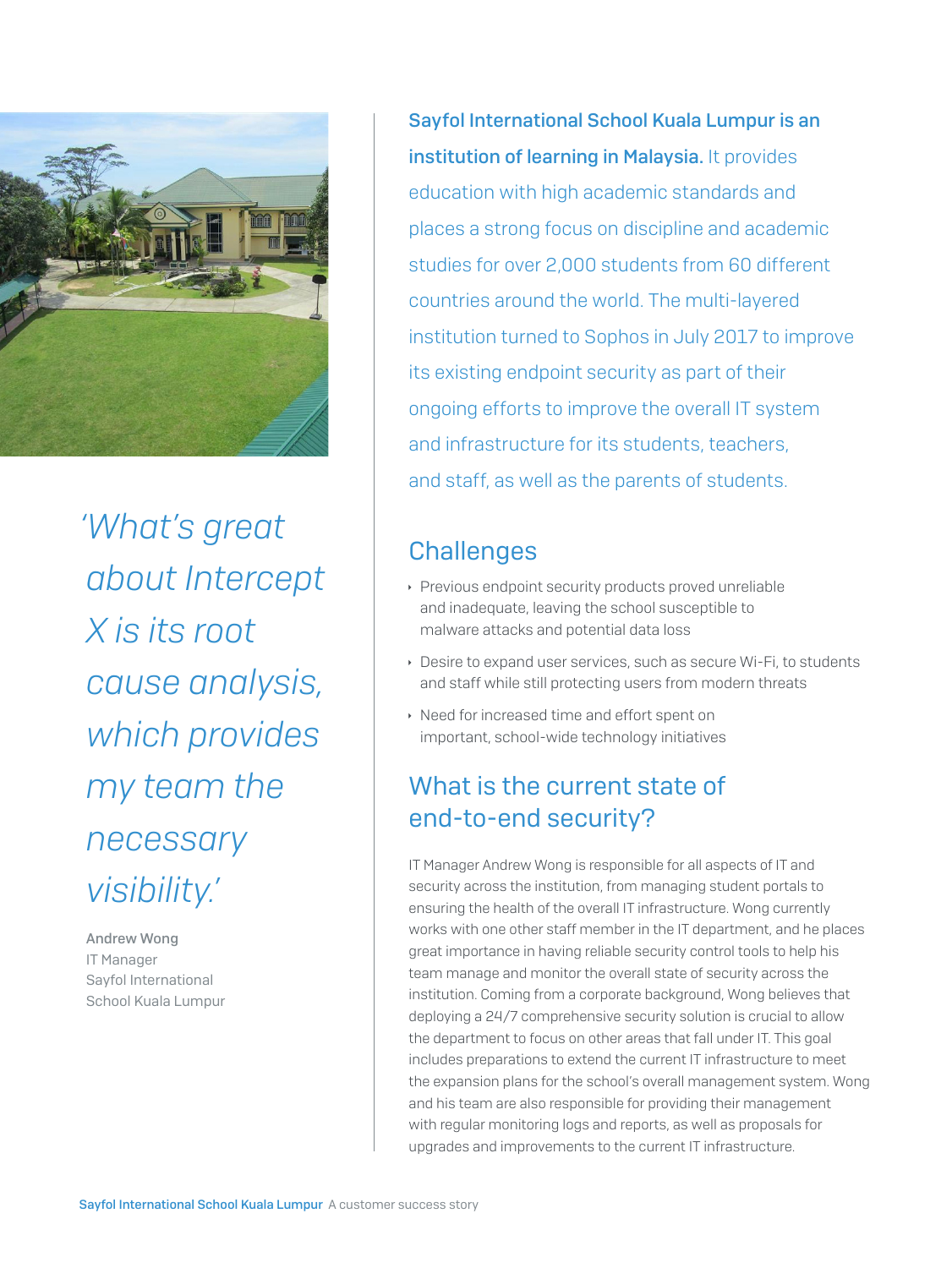**Sayfol International School Kuala Lumpur is an institution of learning in Malaysia.** It provides education with high academic standards and places a strong focus on discipline and academic studies for over 2,000 students from 60 different countries around the world. The multi-layered institution turned to Sophos in July 2017 to improve its existing endpoint security as part of their ongoing efforts to improve the overall IT system and infrastructure for its students, teachers, and staff, as well as the parents of students.

*'What's great about Intercept X is its root cause analysis, which provides my team the necessary visibility.'*

Andrew Wong
IT Manager
Sayfol International School Kuala Lumpur

## Challenges

- Previous endpoint security products proved unreliable and inadequate, leaving the school susceptible to malware attacks and potential data loss
- Desire to expand user services, such as secure Wi-Fi, to students and staff while still protecting users from modern threats
- Need for increased time and effort spent on important, school-wide technology initiatives

## What is the current state of end-to-end security?

IT Manager Andrew Wong is responsible for all aspects of IT and security across the institution, from managing student portals to ensuring the health of the overall IT infrastructure. Wong currently works with one other staff member in the IT department, and he places great importance in having reliable security control tools to help his team manage and monitor the overall state of security across the institution. Coming from a corporate background, Wong believes that deploying a 24/7 comprehensive security solution is crucial to allow the department to focus on other areas that fall under IT. This goal includes preparations to extend the current IT infrastructure to meet the expansion plans for the school's overall management system. Wong and his team are also responsible for providing their management with regular monitoring logs and reports, as well as proposals for upgrades and improvements to the current IT infrastructure.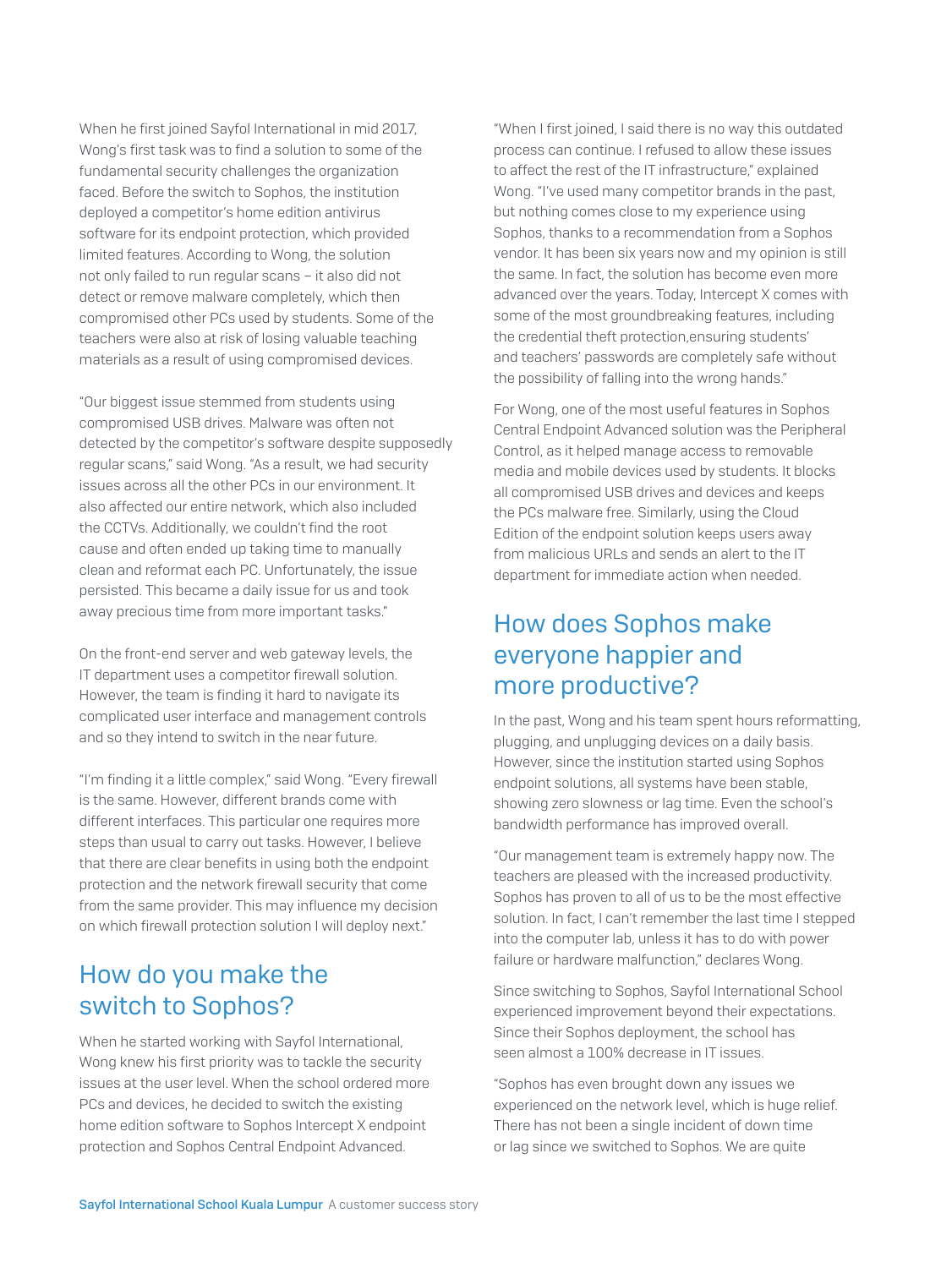When he first joined Sayfol International in mid 2017, Wong's first task was to find a solution to some of the fundamental security challenges the organization faced. Before the switch to Sophos, the institution deployed a competitor's home edition antivirus software for its endpoint protection, which provided limited features. According to Wong, the solution not only failed to run regular scans – it also did not detect or remove malware completely, which then compromised other PCs used by students. Some of the teachers were also at risk of losing valuable teaching materials as a result of using compromised devices.

"Our biggest issue stemmed from students using compromised USB drives. Malware was often not detected by the competitor's software despite supposedly regular scans," said Wong. "As a result, we had security issues across all the other PCs in our environment. It also affected our entire network, which also included the CCTVs. Additionally, we couldn't find the root cause and often ended up taking time to manually clean and reformat each PC. Unfortunately, the issue persisted. This became a daily issue for us and took away precious time from more important tasks."

On the front-end server and web gateway levels, the IT department uses a competitor firewall solution. However, the team is finding it hard to navigate its complicated user interface and management controls and so they intend to switch in the near future.

"I'm finding it a little complex," said Wong. "Every firewall is the same. However, different brands come with different interfaces. This particular one requires more steps than usual to carry out tasks. However, I believe that there are clear benefits in using both the endpoint protection and the network firewall security that come from the same provider. This may influence my decision on which firewall protection solution I will deploy next."

## How do you make the switch to Sophos?

When he started working with Sayfol International, Wong knew his first priority was to tackle the security issues at the user level. When the school ordered more PCs and devices, he decided to switch the existing home edition software to Sophos Intercept X endpoint protection and Sophos Central Endpoint Advanced.

"When I first joined, I said there is no way this outdated process can continue. I refused to allow these issues to affect the rest of the IT infrastructure," explained Wong. "I've used many competitor brands in the past, but nothing comes close to my experience using Sophos, thanks to a recommendation from a Sophos vendor. It has been six years now and my opinion is still the same. In fact, the solution has become even more advanced over the years. Today, Intercept X comes with some of the most groundbreaking features, including the credential theft protection,ensuring students' and teachers' passwords are completely safe without the possibility of falling into the wrong hands."

For Wong, one of the most useful features in Sophos Central Endpoint Advanced solution was the Peripheral Control, as it helped manage access to removable media and mobile devices used by students. It blocks all compromised USB drives and devices and keeps the PCs malware free. Similarly, using the Cloud Edition of the endpoint solution keeps users away from malicious URLs and sends an alert to the IT department for immediate action when needed.

## How does Sophos make everyone happier and more productive?

In the past, Wong and his team spent hours reformatting, plugging, and unplugging devices on a daily basis. However, since the institution started using Sophos endpoint solutions, all systems have been stable, showing zero slowness or lag time. Even the school's bandwidth performance has improved overall.

"Our management team is extremely happy now. The teachers are pleased with the increased productivity. Sophos has proven to all of us to be the most effective solution. In fact, I can't remember the last time I stepped into the computer lab, unless it has to do with power failure or hardware malfunction," declares Wong.

Since switching to Sophos, Sayfol International School experienced improvement beyond their expectations. Since their Sophos deployment, the school has seen almost a 100% decrease in IT issues.

"Sophos has even brought down any issues we experienced on the network level, which is huge relief. There has not been a single incident of down time or lag since we switched to Sophos. We are quite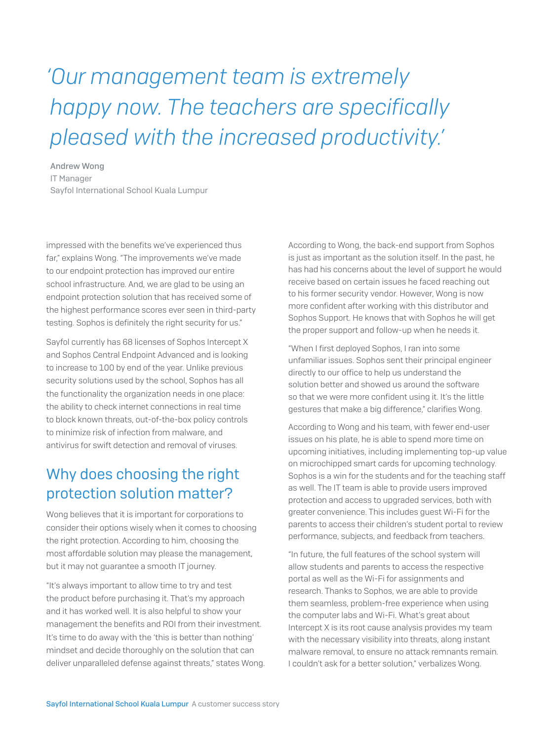*'Our management team is extremely happy now. The teachers are specifically pleased with the increased productivity.'*

**Andrew Wong**
IT Manager
Sayfol International School Kuala Lumpur

impressed with the benefits we've experienced thus far," explains Wong. "The improvements we've made to our endpoint protection has improved our entire school infrastructure. And, we are glad to be using an endpoint protection solution that has received some of the highest performance scores ever seen in third-party testing. Sophos is definitely the right security for us."

Sayfol currently has 68 licenses of Sophos Intercept X and Sophos Central Endpoint Advanced and is looking to increase to 100 by end of the year. Unlike previous security solutions used by the school, Sophos has all the functionality the organization needs in one place: the ability to check internet connections in real time to block known threats, out-of-the-box policy controls to minimize risk of infection from malware, and antivirus for swift detection and removal of viruses.

## Why does choosing the right protection solution matter?

Wong believes that it is important for corporations to consider their options wisely when it comes to choosing the right protection. According to him, choosing the most affordable solution may please the management, but it may not guarantee a smooth IT journey.

"It's always important to allow time to try and test the product before purchasing it. That's my approach and it has worked well. It is also helpful to show your management the benefits and ROI from their investment. It's time to do away with the 'this is better than nothing' mindset and decide thoroughly on the solution that can deliver unparalleled defense against threats," states Wong.

According to Wong, the back-end support from Sophos is just as important as the solution itself. In the past, he has had his concerns about the level of support he would receive based on certain issues he faced reaching out to his former security vendor. However, Wong is now more confident after working with this distributor and Sophos Support. He knows that with Sophos he will get the proper support and follow-up when he needs it.

"When I first deployed Sophos, I ran into some unfamiliar issues. Sophos sent their principal engineer directly to our office to help us understand the solution better and showed us around the software so that we were more confident using it. It's the little gestures that make a big difference," clarifies Wong.

According to Wong and his team, with fewer end-user issues on his plate, he is able to spend more time on upcoming initiatives, including implementing top-up value on microchipped smart cards for upcoming technology. Sophos is a win for the students and for the teaching staff as well. The IT team is able to provide users improved protection and access to upgraded services, both with greater convenience. This includes guest Wi-Fi for the parents to access their children's student portal to review performance, subjects, and feedback from teachers.

"In future, the full features of the school system will allow students and parents to access the respective portal as well as the Wi-Fi for assignments and research. Thanks to Sophos, we are able to provide them seamless, problem-free experience when using the computer labs and Wi-Fi. What's great about Intercept X is its root cause analysis provides my team with the necessary visibility into threats, along instant malware removal, to ensure no attack remnants remain. I couldn't ask for a better solution," verbalizes Wong.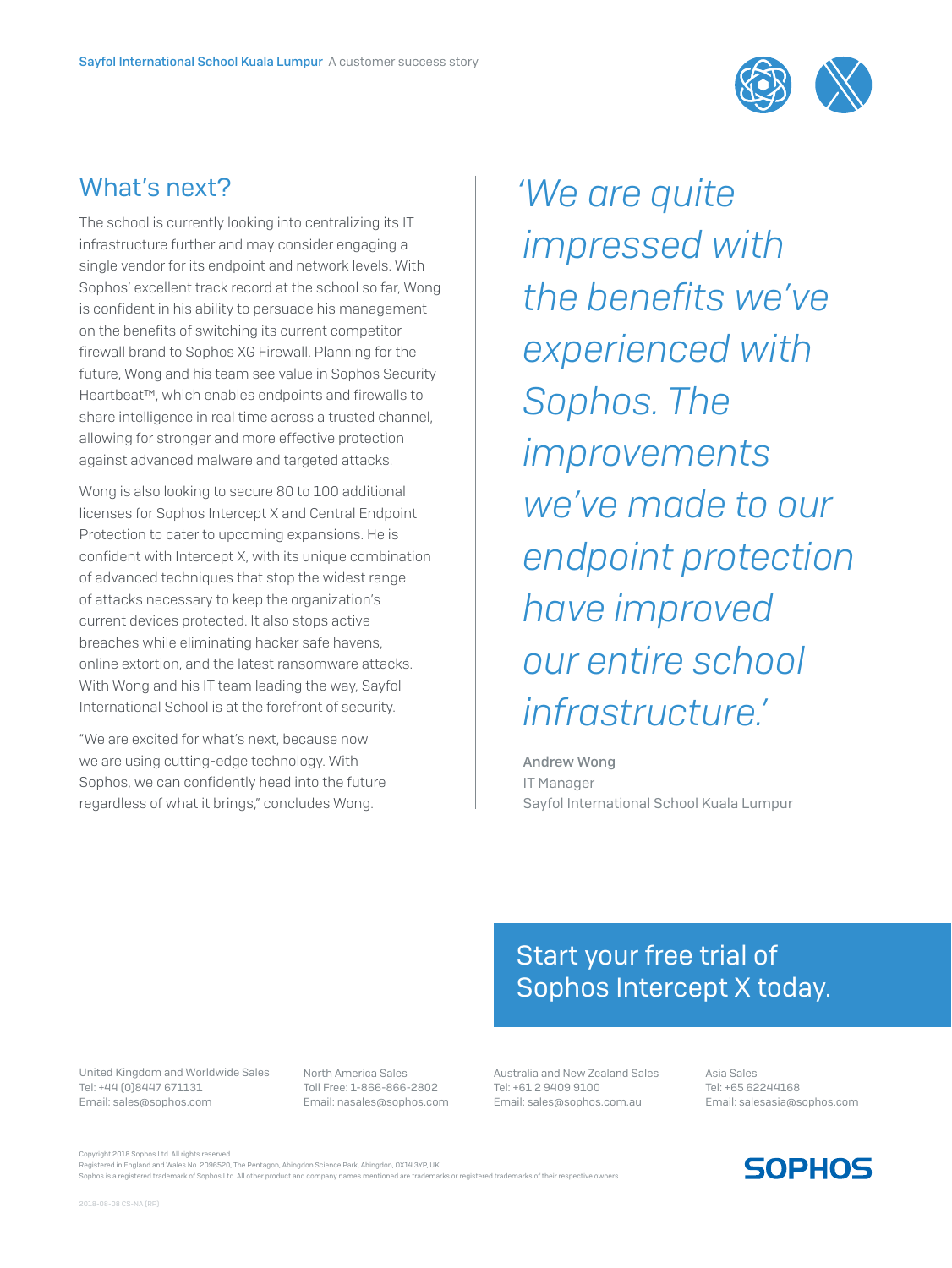## What's next?

The school is currently looking into centralizing its IT infrastructure further and may consider engaging a single vendor for its endpoint and network levels. With Sophos' excellent track record at the school so far, Wong is confident in his ability to persuade his management on the benefits of switching its current competitor firewall brand to Sophos XG Firewall. Planning for the future, Wong and his team see value in Sophos Security Heartbeat™, which enables endpoints and firewalls to share intelligence in real time across a trusted channel, allowing for stronger and more effective protection against advanced malware and targeted attacks.

Wong is also looking to secure 80 to 100 additional licenses for Sophos Intercept X and Central Endpoint Protection to cater to upcoming expansions. He is confident with Intercept X, with its unique combination of advanced techniques that stop the widest range of attacks necessary to keep the organization's current devices protected. It also stops active breaches while eliminating hacker safe havens, online extortion, and the latest ransomware attacks. With Wong and his IT team leading the way, Sayfol International School is at the forefront of security.

"We are excited for what's next, because now we are using cutting-edge technology. With Sophos, we can confidently head into the future regardless of what it brings," concludes Wong.

*'We are quite impressed with the benefits we've experienced with Sophos. The improvements we've made to our endpoint protection have improved our entire school infrastructure.'*

Andrew Wong
IT Manager
Sayfol International School Kuala Lumpur

Start your free trial of Sophos Intercept X today.

United Kingdom and Worldwide Sales
Tel: +44 (0)8447 671131
Email: sales@sophos.com

North America Sales
Toll Free: 1-866-866-2802
Email: nasales@sophos.com

Australia and New Zealand Sales
Tel: +61 2 9409 9100
Email: sales@sophos.com.au

Asia Sales
Tel: +65 62244168
Email: salesasia@sophos.com

Copyright 2018 Sophos Ltd. All rights reserved.
Registered in England and Wales No. 2096520, The Pentagon, Abingdon Science Park, Abingdon, OX14 3YP, UK
Sophos is a registered trademark of Sophos Ltd. All other product and company names mentioned are trademarks or registered trademarks of their respective owners.

SOPHOS

2018-08-08 CS-NA (RP)